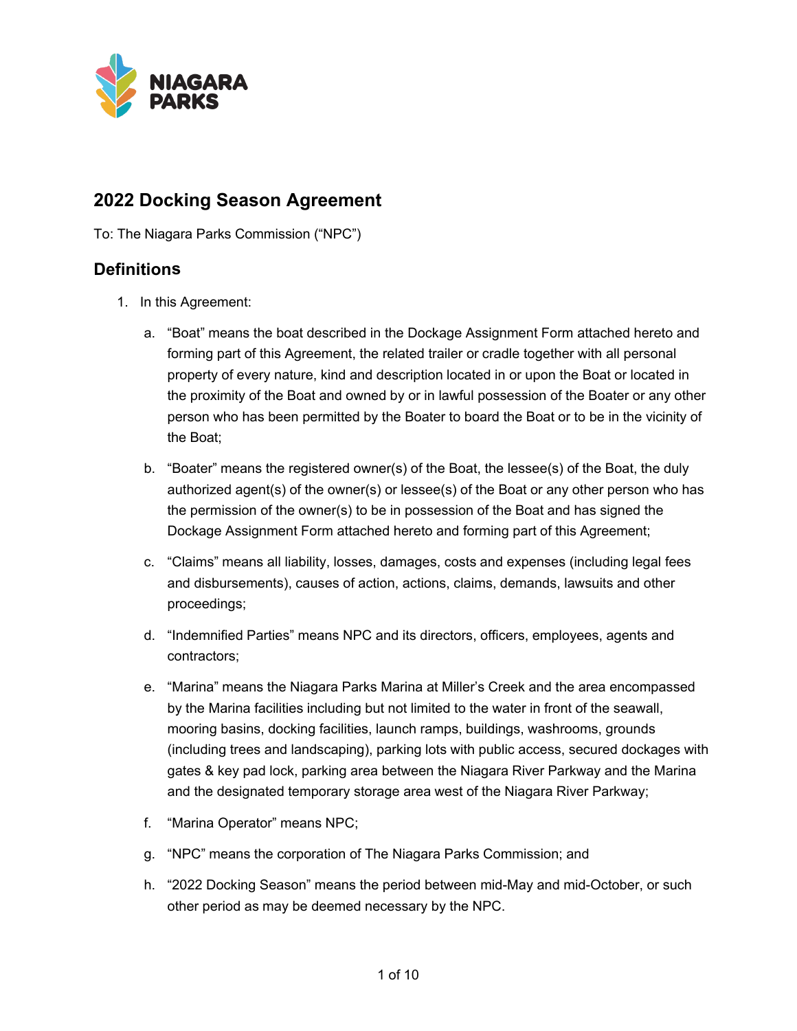# 2022 Docking Season Agreement

To: The Niagara Parks Commission ("NPC")

## Definitions

1. In this Agreement:

   a. "Boat" means the boat described in the Dockage Assignment Form attached hereto and forming part of this Agreement, the related trailer or cradle together with all personal property of every nature, kind and description located in or upon the Boat or located in the proximity of the Boat and owned by or in lawful possession of the Boater or any other person who has been permitted by the Boater to board the Boat or to be in the vicinity of the Boat;

   b. "Boater" means the registered owner(s) of the Boat, the lessee(s) of the Boat, the duly authorized agent(s) of the owner(s) or lessee(s) of the Boat or any other person who has the permission of the owner(s) to be in possession of the Boat and has signed the Dockage Assignment Form attached hereto and forming part of this Agreement;

   c. "Claims" means all liability, losses, damages, costs and expenses (including legal fees and disbursements), causes of action, actions, claims, demands, lawsuits and other proceedings;

   d. "Indemnified Parties" means NPC and its directors, officers, employees, agents and contractors;

   e. "Marina" means the Niagara Parks Marina at Miller's Creek and the area encompassed by the Marina facilities including but not limited to the water in front of the seawall, mooring basins, docking facilities, launch ramps, buildings, washrooms, grounds (including trees and landscaping), parking lots with public access, secured dockages with gates & key pad lock, parking area between the Niagara River Parkway and the Marina and the designated temporary storage area west of the Niagara River Parkway;

   f. "Marina Operator" means NPC;

   g. "NPC" means the corporation of The Niagara Parks Commission; and

   h. "2022 Docking Season" means the period between mid-May and mid-October, or such other period as may be deemed necessary by the NPC.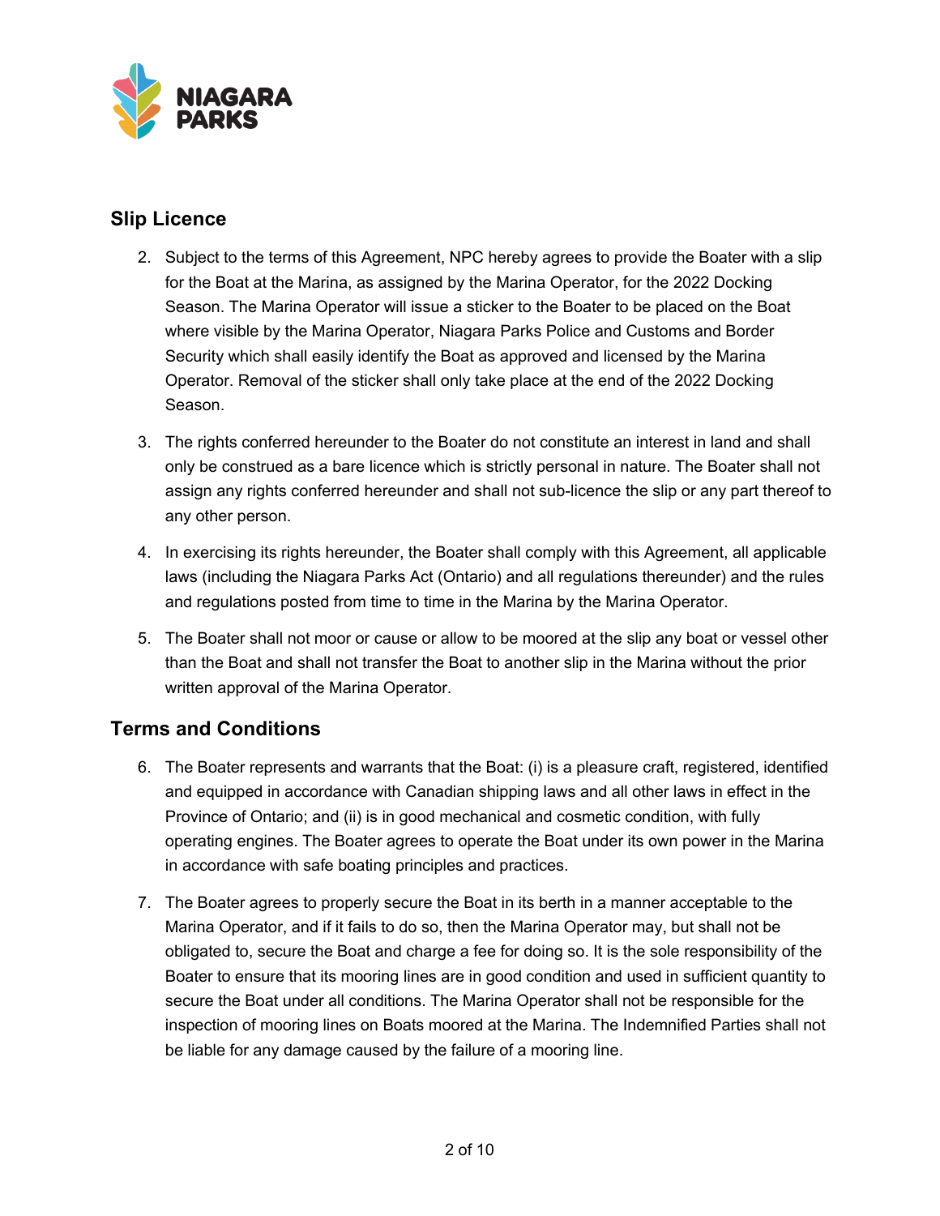## Slip Licence

2. Subject to the terms of this Agreement, NPC hereby agrees to provide the Boater with a slip for the Boat at the Marina, as assigned by the Marina Operator, for the 2022 Docking Season. The Marina Operator will issue a sticker to the Boater to be placed on the Boat where visible by the Marina Operator, Niagara Parks Police and Customs and Border Security which shall easily identify the Boat as approved and licensed by the Marina Operator. Removal of the sticker shall only take place at the end of the 2022 Docking Season.

3. The rights conferred hereunder to the Boater do not constitute an interest in land and shall only be construed as a bare licence which is strictly personal in nature. The Boater shall not assign any rights conferred hereunder and shall not sub-licence the slip or any part thereof to any other person.

4. In exercising its rights hereunder, the Boater shall comply with this Agreement, all applicable laws (including the Niagara Parks Act (Ontario) and all regulations thereunder) and the rules and regulations posted from time to time in the Marina by the Marina Operator.

5. The Boater shall not moor or cause or allow to be moored at the slip any boat or vessel other than the Boat and shall not transfer the Boat to another slip in the Marina without the prior written approval of the Marina Operator.

## Terms and Conditions

6. The Boater represents and warrants that the Boat: (i) is a pleasure craft, registered, identified and equipped in accordance with Canadian shipping laws and all other laws in effect in the Province of Ontario; and (ii) is in good mechanical and cosmetic condition, with fully operating engines. The Boater agrees to operate the Boat under its own power in the Marina in accordance with safe boating principles and practices.

7. The Boater agrees to properly secure the Boat in its berth in a manner acceptable to the Marina Operator, and if it fails to do so, then the Marina Operator may, but shall not be obligated to, secure the Boat and charge a fee for doing so. It is the sole responsibility of the Boater to ensure that its mooring lines are in good condition and used in sufficient quantity to secure the Boat under all conditions. The Marina Operator shall not be responsible for the inspection of mooring lines on Boats moored at the Marina. The Indemnified Parties shall not be liable for any damage caused by the failure of a mooring line.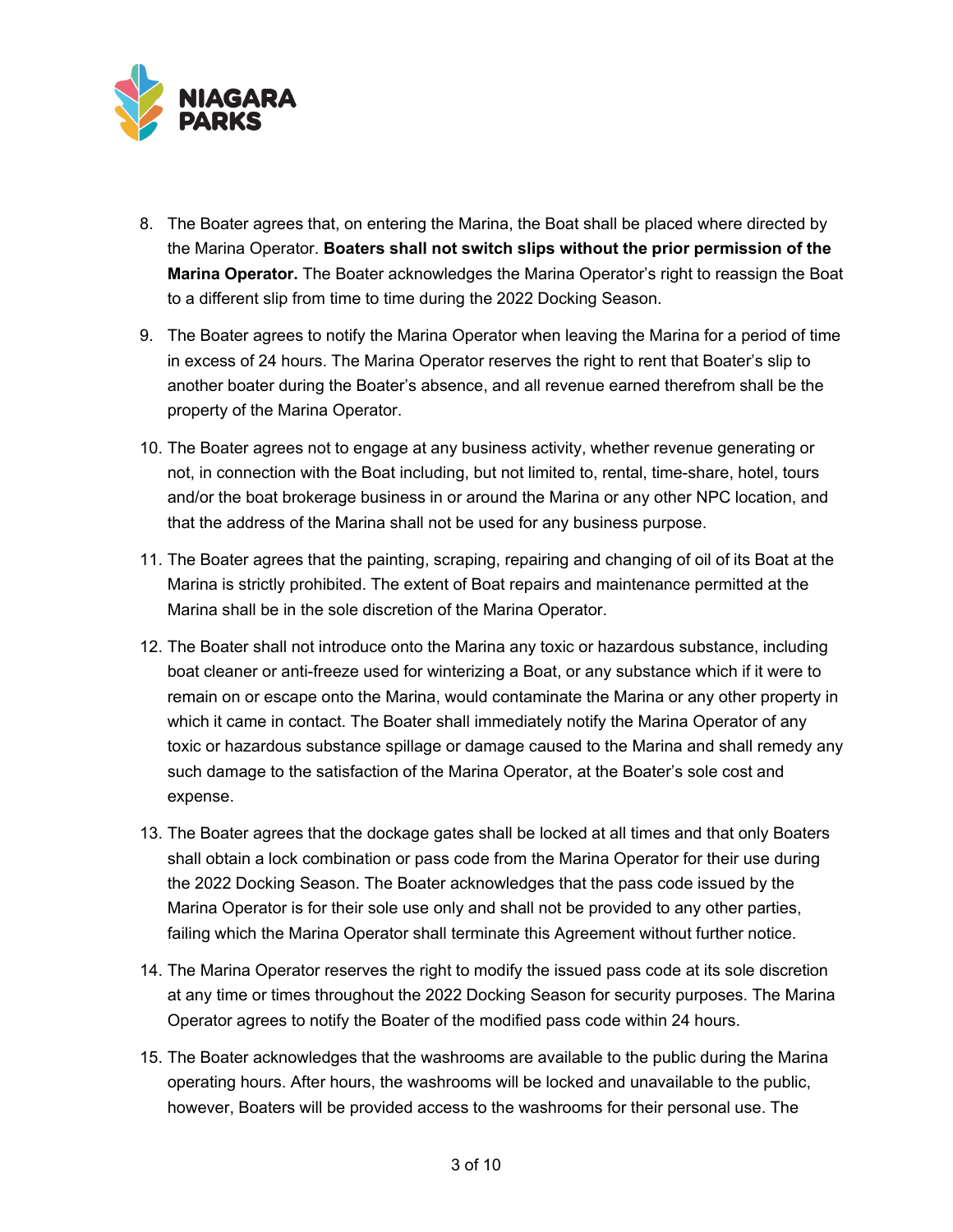8. The Boater agrees that, on entering the Marina, the Boat shall be placed where directed by the Marina Operator. **Boaters shall not switch slips without the prior permission of the Marina Operator.** The Boater acknowledges the Marina Operator's right to reassign the Boat to a different slip from time to time during the 2022 Docking Season.

9. The Boater agrees to notify the Marina Operator when leaving the Marina for a period of time in excess of 24 hours. The Marina Operator reserves the right to rent that Boater's slip to another boater during the Boater's absence, and all revenue earned therefrom shall be the property of the Marina Operator.

10. The Boater agrees not to engage at any business activity, whether revenue generating or not, in connection with the Boat including, but not limited to, rental, time-share, hotel, tours and/or the boat brokerage business in or around the Marina or any other NPC location, and that the address of the Marina shall not be used for any business purpose.

11. The Boater agrees that the painting, scraping, repairing and changing of oil of its Boat at the Marina is strictly prohibited. The extent of Boat repairs and maintenance permitted at the Marina shall be in the sole discretion of the Marina Operator.

12. The Boater shall not introduce onto the Marina any toxic or hazardous substance, including boat cleaner or anti-freeze used for winterizing a Boat, or any substance which if it were to remain on or escape onto the Marina, would contaminate the Marina or any other property in which it came in contact. The Boater shall immediately notify the Marina Operator of any toxic or hazardous substance spillage or damage caused to the Marina and shall remedy any such damage to the satisfaction of the Marina Operator, at the Boater's sole cost and expense.

13. The Boater agrees that the dockage gates shall be locked at all times and that only Boaters shall obtain a lock combination or pass code from the Marina Operator for their use during the 2022 Docking Season. The Boater acknowledges that the pass code issued by the Marina Operator is for their sole use only and shall not be provided to any other parties, failing which the Marina Operator shall terminate this Agreement without further notice.

14. The Marina Operator reserves the right to modify the issued pass code at its sole discretion at any time or times throughout the 2022 Docking Season for security purposes. The Marina Operator agrees to notify the Boater of the modified pass code within 24 hours.

15. The Boater acknowledges that the washrooms are available to the public during the Marina operating hours. After hours, the washrooms will be locked and unavailable to the public, however, Boaters will be provided access to the washrooms for their personal use. The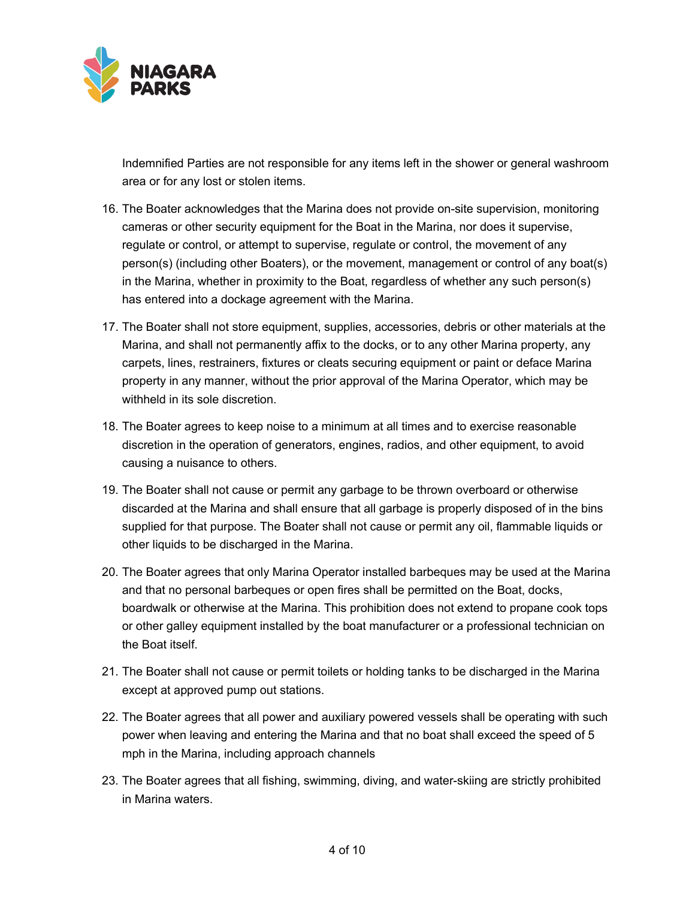Indemnified Parties are not responsible for any items left in the shower or general washroom area or for any lost or stolen items.

16. The Boater acknowledges that the Marina does not provide on-site supervision, monitoring cameras or other security equipment for the Boat in the Marina, nor does it supervise, regulate or control, or attempt to supervise, regulate or control, the movement of any person(s) (including other Boaters), or the movement, management or control of any boat(s) in the Marina, whether in proximity to the Boat, regardless of whether any such person(s) has entered into a dockage agreement with the Marina.

17. The Boater shall not store equipment, supplies, accessories, debris or other materials at the Marina, and shall not permanently affix to the docks, or to any other Marina property, any carpets, lines, restrainers, fixtures or cleats securing equipment or paint or deface Marina property in any manner, without the prior approval of the Marina Operator, which may be withheld in its sole discretion.

18. The Boater agrees to keep noise to a minimum at all times and to exercise reasonable discretion in the operation of generators, engines, radios, and other equipment, to avoid causing a nuisance to others.

19. The Boater shall not cause or permit any garbage to be thrown overboard or otherwise discarded at the Marina and shall ensure that all garbage is properly disposed of in the bins supplied for that purpose. The Boater shall not cause or permit any oil, flammable liquids or other liquids to be discharged in the Marina.

20. The Boater agrees that only Marina Operator installed barbeques may be used at the Marina and that no personal barbeques or open fires shall be permitted on the Boat, docks, boardwalk or otherwise at the Marina. This prohibition does not extend to propane cook tops or other galley equipment installed by the boat manufacturer or a professional technician on the Boat itself.

21. The Boater shall not cause or permit toilets or holding tanks to be discharged in the Marina except at approved pump out stations.

22. The Boater agrees that all power and auxiliary powered vessels shall be operating with such power when leaving and entering the Marina and that no boat shall exceed the speed of 5 mph in the Marina, including approach channels

23. The Boater agrees that all fishing, swimming, diving, and water-skiing are strictly prohibited in Marina waters.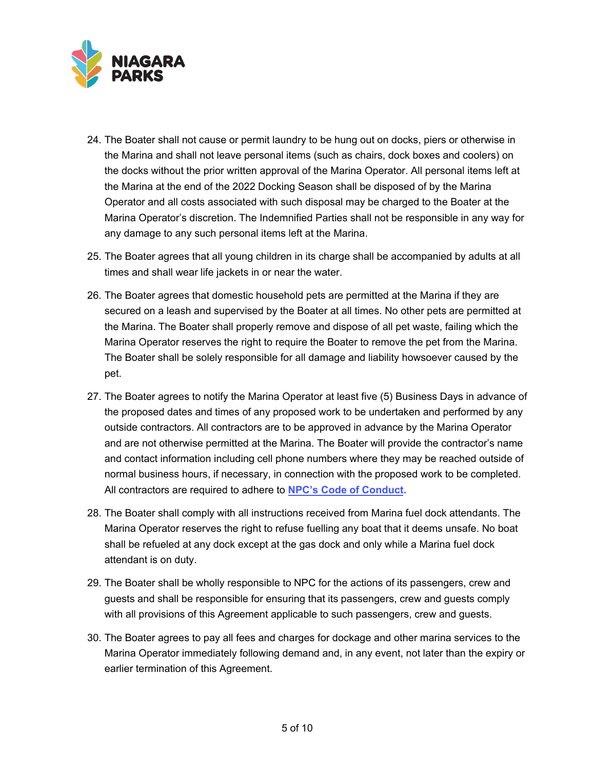24. The Boater shall not cause or permit laundry to be hung out on docks, piers or otherwise in the Marina and shall not leave personal items (such as chairs, dock boxes and coolers) on the docks without the prior written approval of the Marina Operator. All personal items left at the Marina at the end of the 2022 Docking Season shall be disposed of by the Marina Operator and all costs associated with such disposal may be charged to the Boater at the Marina Operator's discretion. The Indemnified Parties shall not be responsible in any way for any damage to any such personal items left at the Marina.

25. The Boater agrees that all young children in its charge shall be accompanied by adults at all times and shall wear life jackets in or near the water.

26. The Boater agrees that domestic household pets are permitted at the Marina if they are secured on a leash and supervised by the Boater at all times. No other pets are permitted at the Marina. The Boater shall properly remove and dispose of all pet waste, failing which the Marina Operator reserves the right to require the Boater to remove the pet from the Marina. The Boater shall be solely responsible for all damage and liability howsoever caused by the pet.

27. The Boater agrees to notify the Marina Operator at least five (5) Business Days in advance of the proposed dates and times of any proposed work to be undertaken and performed by any outside contractors. All contractors are to be approved in advance by the Marina Operator and are not otherwise permitted at the Marina. The Boater will provide the contractor's name and contact information including cell phone numbers where they may be reached outside of normal business hours, if necessary, in connection with the proposed work to be completed. All contractors are required to adhere to **NPC's Code of Conduct.**

28. The Boater shall comply with all instructions received from Marina fuel dock attendants. The Marina Operator reserves the right to refuse fuelling any boat that it deems unsafe. No boat shall be refueled at any dock except at the gas dock and only while a Marina fuel dock attendant is on duty.

29. The Boater shall be wholly responsible to NPC for the actions of its passengers, crew and guests and shall be responsible for ensuring that its passengers, crew and guests comply with all provisions of this Agreement applicable to such passengers, crew and guests.

30. The Boater agrees to pay all fees and charges for dockage and other marina services to the Marina Operator immediately following demand and, in any event, not later than the expiry or earlier termination of this Agreement.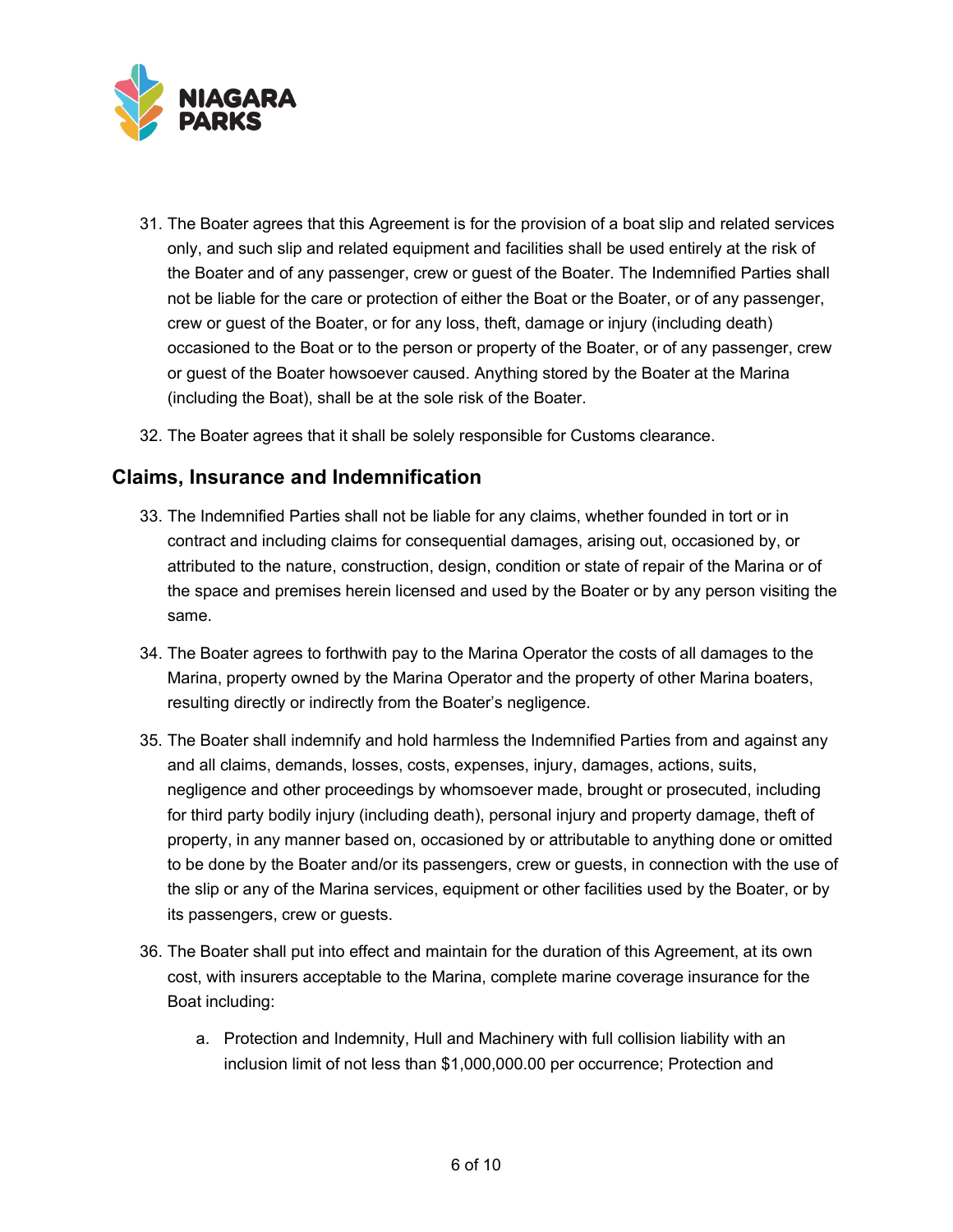31. The Boater agrees that this Agreement is for the provision of a boat slip and related services only, and such slip and related equipment and facilities shall be used entirely at the risk of the Boater and of any passenger, crew or guest of the Boater. The Indemnified Parties shall not be liable for the care or protection of either the Boat or the Boater, or of any passenger, crew or guest of the Boater, or for any loss, theft, damage or injury (including death) occasioned to the Boat or to the person or property of the Boater, or of any passenger, crew or guest of the Boater howsoever caused. Anything stored by the Boater at the Marina (including the Boat), shall be at the sole risk of the Boater.
32. The Boater agrees that it shall be solely responsible for Customs clearance.

## Claims, Insurance and Indemnification

33. The Indemnified Parties shall not be liable for any claims, whether founded in tort or in contract and including claims for consequential damages, arising out, occasioned by, or attributed to the nature, construction, design, condition or state of repair of the Marina or of the space and premises herein licensed and used by the Boater or by any person visiting the same.
34. The Boater agrees to forthwith pay to the Marina Operator the costs of all damages to the Marina, property owned by the Marina Operator and the property of other Marina boaters, resulting directly or indirectly from the Boater's negligence.
35. The Boater shall indemnify and hold harmless the Indemnified Parties from and against any and all claims, demands, losses, costs, expenses, injury, damages, actions, suits, negligence and other proceedings by whomsoever made, brought or prosecuted, including for third party bodily injury (including death), personal injury and property damage, theft of property, in any manner based on, occasioned by or attributable to anything done or omitted to be done by the Boater and/or its passengers, crew or guests, in connection with the use of the slip or any of the Marina services, equipment or other facilities used by the Boater, or by its passengers, crew or guests.
36. The Boater shall put into effect and maintain for the duration of this Agreement, at its own cost, with insurers acceptable to the Marina, complete marine coverage insurance for the Boat including:
    a. Protection and Indemnity, Hull and Machinery with full collision liability with an inclusion limit of not less than $1,000,000.00 per occurrence; Protection and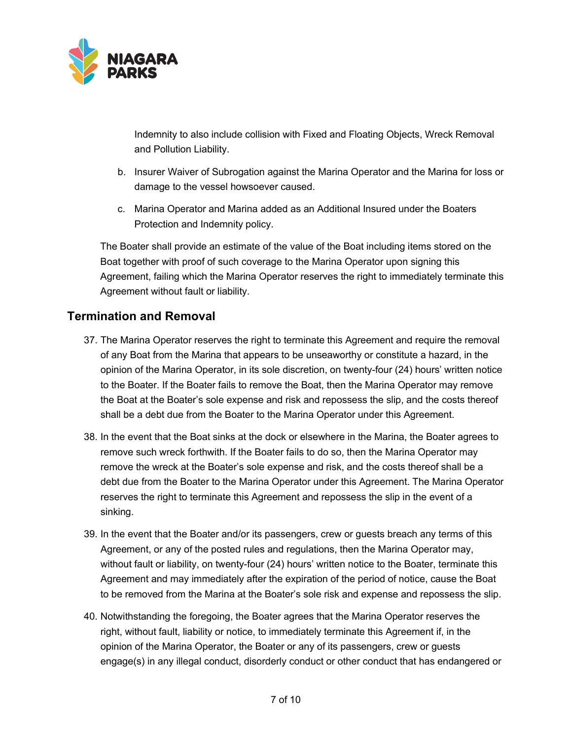Indemnity to also include collision with Fixed and Floating Objects, Wreck Removal and Pollution Liability.

b. Insurer Waiver of Subrogation against the Marina Operator and the Marina for loss or damage to the vessel howsoever caused.

c. Marina Operator and Marina added as an Additional Insured under the Boaters Protection and Indemnity policy.

The Boater shall provide an estimate of the value of the Boat including items stored on the Boat together with proof of such coverage to the Marina Operator upon signing this Agreement, failing which the Marina Operator reserves the right to immediately terminate this Agreement without fault or liability.

## Termination and Removal

37. The Marina Operator reserves the right to terminate this Agreement and require the removal of any Boat from the Marina that appears to be unseaworthy or constitute a hazard, in the opinion of the Marina Operator, in its sole discretion, on twenty-four (24) hours' written notice to the Boater. If the Boater fails to remove the Boat, then the Marina Operator may remove the Boat at the Boater's sole expense and risk and repossess the slip, and the costs thereof shall be a debt due from the Boater to the Marina Operator under this Agreement.

38. In the event that the Boat sinks at the dock or elsewhere in the Marina, the Boater agrees to remove such wreck forthwith. If the Boater fails to do so, then the Marina Operator may remove the wreck at the Boater's sole expense and risk, and the costs thereof shall be a debt due from the Boater to the Marina Operator under this Agreement. The Marina Operator reserves the right to terminate this Agreement and repossess the slip in the event of a sinking.

39. In the event that the Boater and/or its passengers, crew or guests breach any terms of this Agreement, or any of the posted rules and regulations, then the Marina Operator may, without fault or liability, on twenty-four (24) hours' written notice to the Boater, terminate this Agreement and may immediately after the expiration of the period of notice, cause the Boat to be removed from the Marina at the Boater's sole risk and expense and repossess the slip.

40. Notwithstanding the foregoing, the Boater agrees that the Marina Operator reserves the right, without fault, liability or notice, to immediately terminate this Agreement if, in the opinion of the Marina Operator, the Boater or any of its passengers, crew or guests engage(s) in any illegal conduct, disorderly conduct or other conduct that has endangered or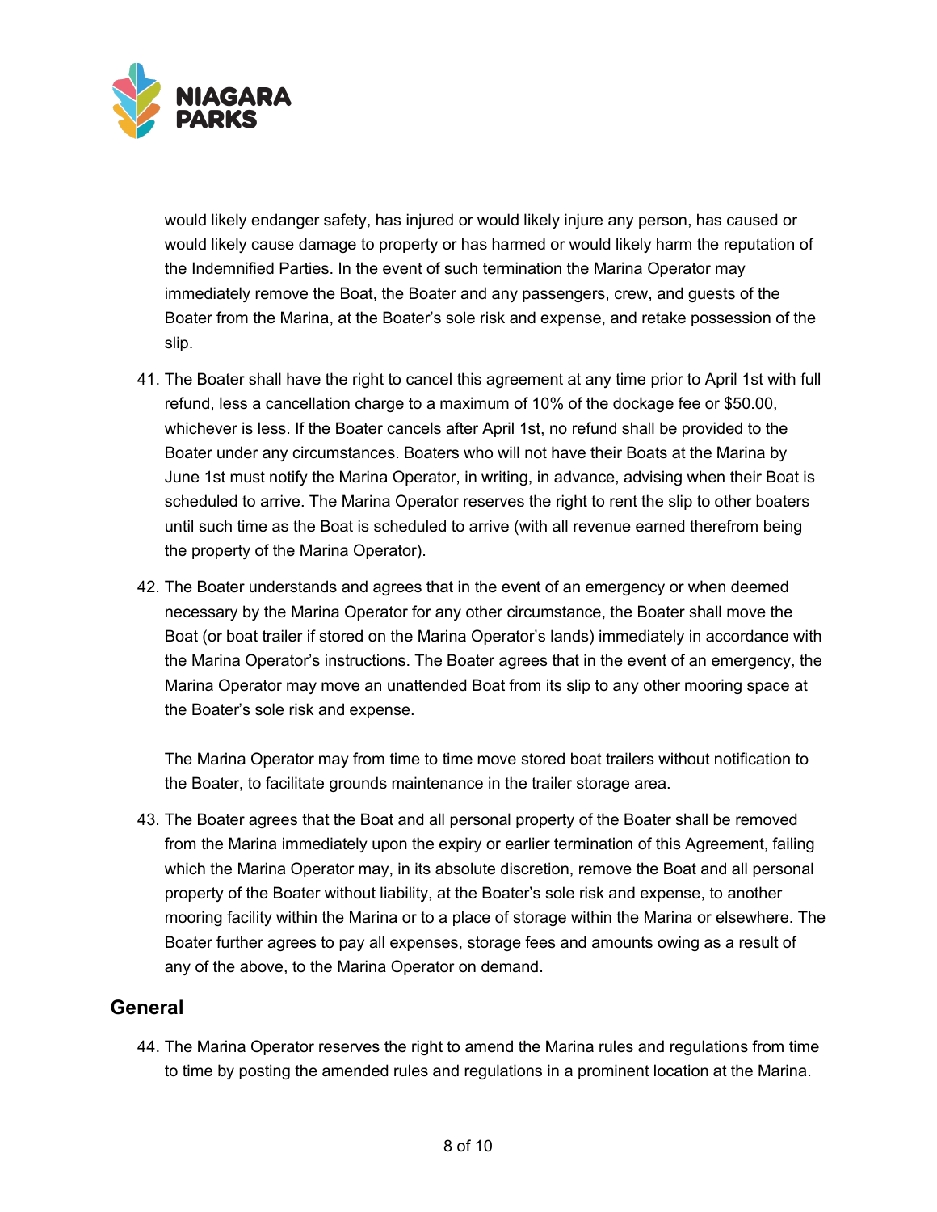would likely endanger safety, has injured or would likely injure any person, has caused or would likely cause damage to property or has harmed or would likely harm the reputation of the Indemnified Parties. In the event of such termination the Marina Operator may immediately remove the Boat, the Boater and any passengers, crew, and guests of the Boater from the Marina, at the Boater's sole risk and expense, and retake possession of the slip.

41. The Boater shall have the right to cancel this agreement at any time prior to April 1st with full refund, less a cancellation charge to a maximum of 10% of the dockage fee or $50.00, whichever is less. If the Boater cancels after April 1st, no refund shall be provided to the Boater under any circumstances. Boaters who will not have their Boats at the Marina by June 1st must notify the Marina Operator, in writing, in advance, advising when their Boat is scheduled to arrive. The Marina Operator reserves the right to rent the slip to other boaters until such time as the Boat is scheduled to arrive (with all revenue earned therefrom being the property of the Marina Operator).

42. The Boater understands and agrees that in the event of an emergency or when deemed necessary by the Marina Operator for any other circumstance, the Boater shall move the Boat (or boat trailer if stored on the Marina Operator's lands) immediately in accordance with the Marina Operator's instructions. The Boater agrees that in the event of an emergency, the Marina Operator may move an unattended Boat from its slip to any other mooring space at the Boater's sole risk and expense.

    The Marina Operator may from time to time move stored boat trailers without notification to the Boater, to facilitate grounds maintenance in the trailer storage area.

43. The Boater agrees that the Boat and all personal property of the Boater shall be removed from the Marina immediately upon the expiry or earlier termination of this Agreement, failing which the Marina Operator may, in its absolute discretion, remove the Boat and all personal property of the Boater without liability, at the Boater's sole risk and expense, to another mooring facility within the Marina or to a place of storage within the Marina or elsewhere. The Boater further agrees to pay all expenses, storage fees and amounts owing as a result of any of the above, to the Marina Operator on demand.

## General

44. The Marina Operator reserves the right to amend the Marina rules and regulations from time to time by posting the amended rules and regulations in a prominent location at the Marina.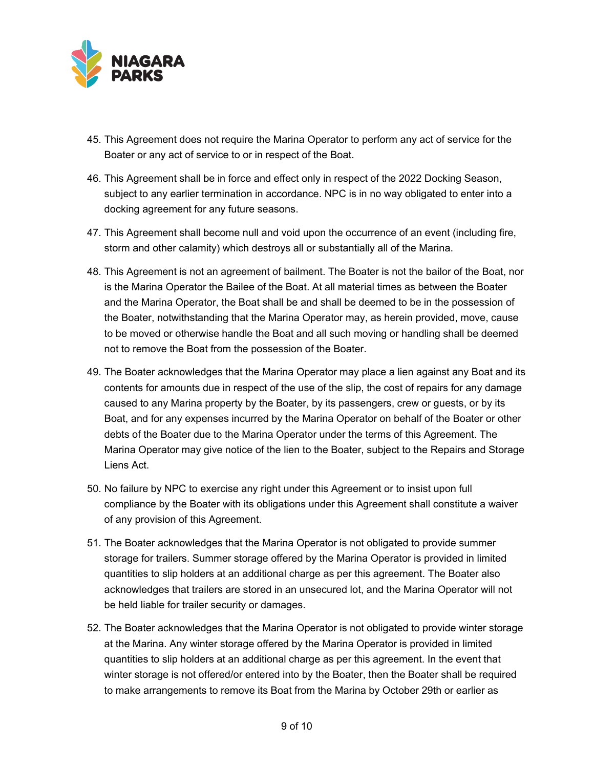45. This Agreement does not require the Marina Operator to perform any act of service for the Boater or any act of service to or in respect of the Boat.

46. This Agreement shall be in force and effect only in respect of the 2022 Docking Season, subject to any earlier termination in accordance. NPC is in no way obligated to enter into a docking agreement for any future seasons.

47. This Agreement shall become null and void upon the occurrence of an event (including fire, storm and other calamity) which destroys all or substantially all of the Marina.

48. This Agreement is not an agreement of bailment. The Boater is not the bailor of the Boat, nor is the Marina Operator the Bailee of the Boat. At all material times as between the Boater and the Marina Operator, the Boat shall be and shall be deemed to be in the possession of the Boater, notwithstanding that the Marina Operator may, as herein provided, move, cause to be moved or otherwise handle the Boat and all such moving or handling shall be deemed not to remove the Boat from the possession of the Boater.

49. The Boater acknowledges that the Marina Operator may place a lien against any Boat and its contents for amounts due in respect of the use of the slip, the cost of repairs for any damage caused to any Marina property by the Boater, by its passengers, crew or guests, or by its Boat, and for any expenses incurred by the Marina Operator on behalf of the Boater or other debts of the Boater due to the Marina Operator under the terms of this Agreement. The Marina Operator may give notice of the lien to the Boater, subject to the Repairs and Storage Liens Act.

50. No failure by NPC to exercise any right under this Agreement or to insist upon full compliance by the Boater with its obligations under this Agreement shall constitute a waiver of any provision of this Agreement.

51. The Boater acknowledges that the Marina Operator is not obligated to provide summer storage for trailers. Summer storage offered by the Marina Operator is provided in limited quantities to slip holders at an additional charge as per this agreement. The Boater also acknowledges that trailers are stored in an unsecured lot, and the Marina Operator will not be held liable for trailer security or damages.

52. The Boater acknowledges that the Marina Operator is not obligated to provide winter storage at the Marina. Any winter storage offered by the Marina Operator is provided in limited quantities to slip holders at an additional charge as per this agreement. In the event that winter storage is not offered/or entered into by the Boater, then the Boater shall be required to make arrangements to remove its Boat from the Marina by October 29th or earlier as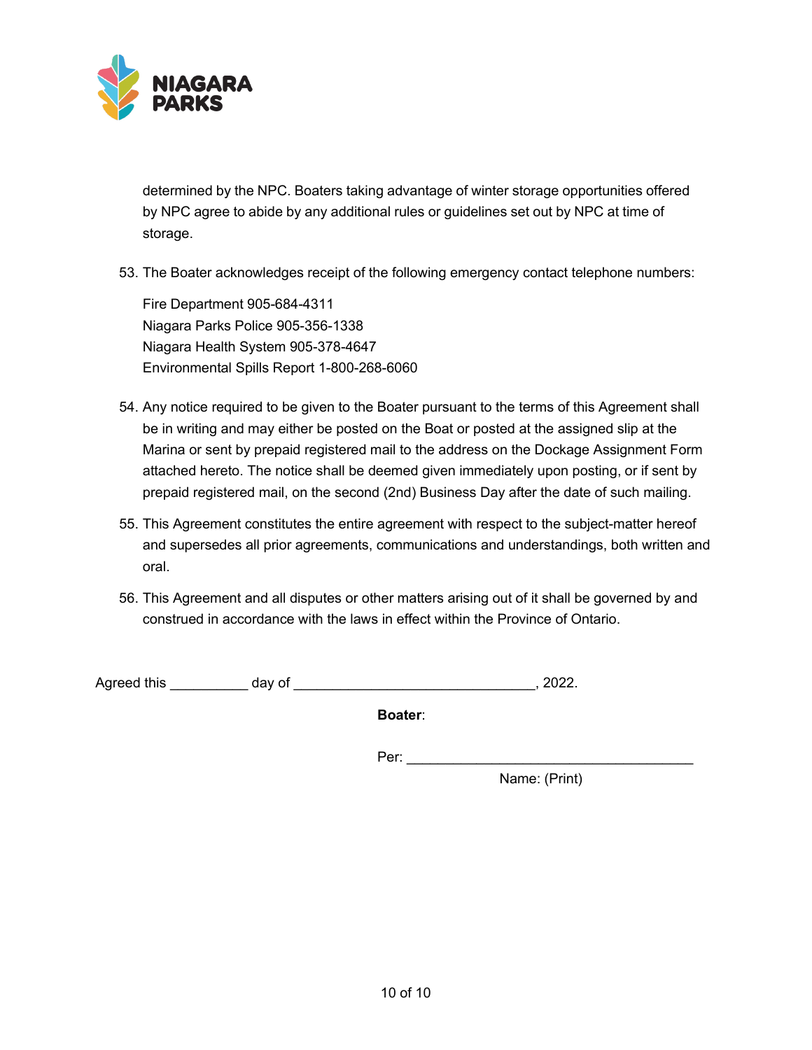determined by the NPC. Boaters taking advantage of winter storage opportunities offered by NPC agree to abide by any additional rules or guidelines set out by NPC at time of storage.

53. The Boater acknowledges receipt of the following emergency contact telephone numbers:

    Fire Department 905-684-4311
    Niagara Parks Police 905-356-1338
    Niagara Health System 905-378-4647
    Environmental Spills Report 1-800-268-6060

54. Any notice required to be given to the Boater pursuant to the terms of this Agreement shall be in writing and may either be posted on the Boat or posted at the assigned slip at the Marina or sent by prepaid registered mail to the address on the Dockage Assignment Form attached hereto. The notice shall be deemed given immediately upon posting, or if sent by prepaid registered mail, on the second (2nd) Business Day after the date of such mailing.

55. This Agreement constitutes the entire agreement with respect to the subject-matter hereof and supersedes all prior agreements, communications and understandings, both written and oral.

56. This Agreement and all disputes or other matters arising out of it shall be governed by and construed in accordance with the laws in effect within the Province of Ontario.

Agreed this __________ day of ______________________________, 2022.

**Boater**:

Per: _____________________________________

Name: (Print)